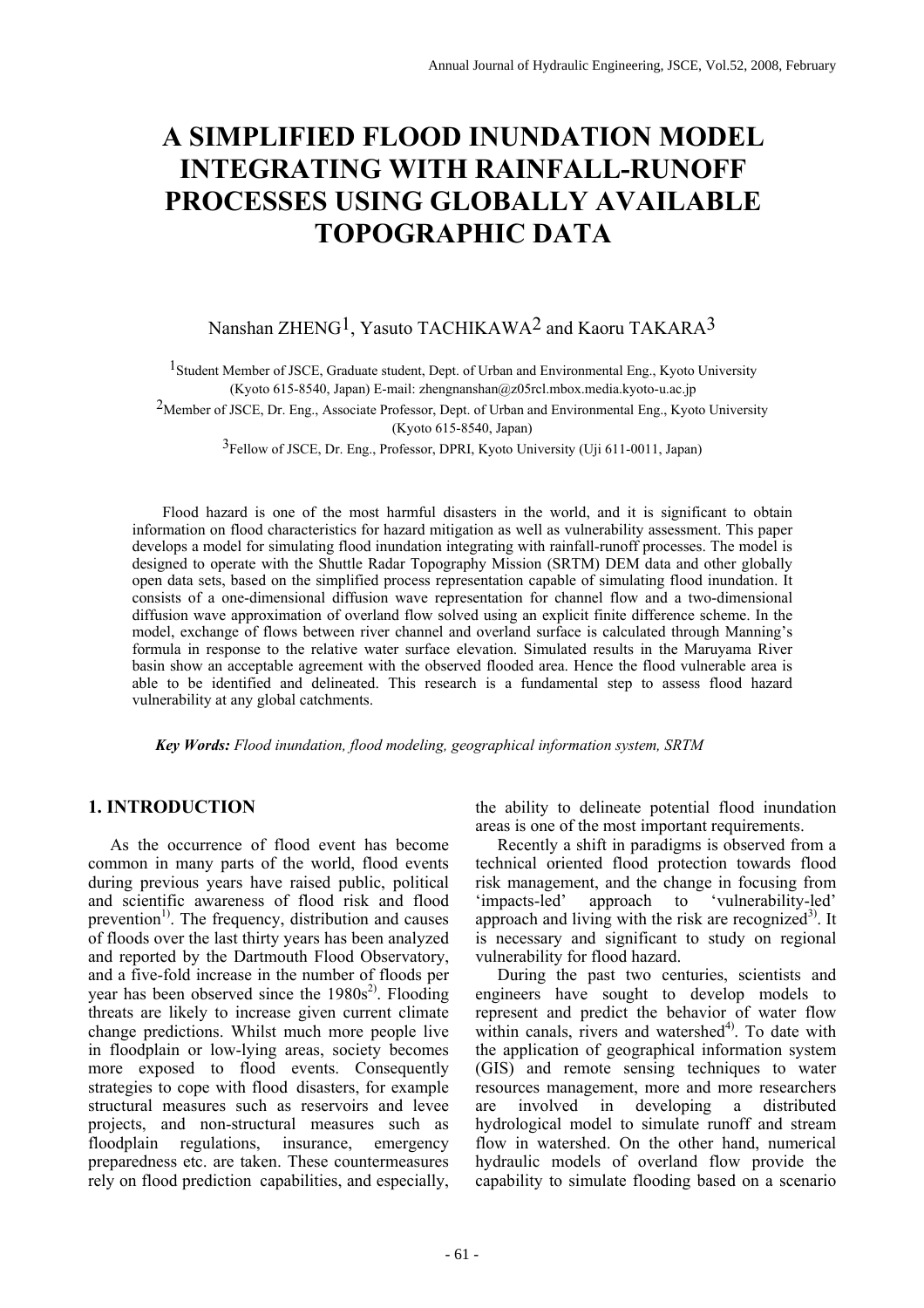# A SIMPLIFIED FLOOD INUNDATION MODEL INTEGRATING WITH RAINFALL-RUNOFF PROCESSES USING GLOBALLY AVAILABLE TOPOGRAPHIC DATA

Nanshan ZHENG[1], Yasuto TACHIKAWA[2] and Kaoru TAKARA[3]

[1]Student Member of JSCE, Graduate student, Dept. of Urban and Environmental Eng., Kyoto University (Kyoto 615-8540, Japan) E-mail: zhengnanshan@z05rcl.mbox.media.kyoto-u.ac.jp

[2]Member of JSCE, Dr. Eng., Associate Professor, Dept. of Urban and Environmental Eng., Kyoto University (Kyoto 615-8540, Japan)

[3]Fellow of JSCE, Dr. Eng., Professor, DPRI, Kyoto University (Uji 611-0011, Japan)

Flood hazard is one of the most harmful disasters in the world, and it is significant to obtain information on flood characteristics for hazard mitigation as well as vulnerability assessment. This paper develops a model for simulating flood inundation integrating with rainfall-runoff processes. The model is designed to operate with the Shuttle Radar Topography Mission (SRTM) DEM data and other globally open data sets, based on the simplified process representation capable of simulating flood inundation. It consists of a one-dimensional diffusion wave representation for channel flow and a two-dimensional diffusion wave approximation of overland flow solved using an explicit finite difference scheme. In the model, exchange of flows between river channel and overland surface is calculated through Manning's formula in response to the relative water surface elevation. Simulated results in the Maruyama River basin show an acceptable agreement with the observed flooded area. Hence the flood vulnerable area is able to be identified and delineated. This research is a fundamental step to assess flood hazard vulnerability at any global catchments.

***Key Words:*** *Flood inundation, flood modeling, geographical information system, SRTM*

## 1. INTRODUCTION

As the occurrence of flood event has become common in many parts of the world, flood events during previous years have raised public, political and scientific awareness of flood risk and flood prevention[1)]. The frequency, distribution and causes of floods over the last thirty years has been analyzed and reported by the Dartmouth Flood Observatory, and a five-fold increase in the number of floods per year has been observed since the 1980s[2)]. Flooding threats are likely to increase given current climate change predictions. Whilst much more people live in floodplain or low-lying areas, society becomes more exposed to flood events. Consequently strategies to cope with flood disasters, for example structural measures such as reservoirs and levee projects, and non-structural measures such as floodplain regulations, insurance, emergency preparedness etc. are taken. These countermeasures rely on flood prediction capabilities, and especially, the ability to delineate potential flood inundation areas is one of the most important requirements.

Recently a shift in paradigms is observed from a technical oriented flood protection towards flood risk management, and the change in focusing from 'impacts-led' approach to 'vulnerability-led' approach and living with the risk are recognized[3)]. It is necessary and significant to study on regional vulnerability for flood hazard.

During the past two centuries, scientists and engineers have sought to develop models to represent and predict the behavior of water flow within canals, rivers and watershed[4)]. To date with the application of geographical information system (GIS) and remote sensing techniques to water resources management, more and more researchers are involved in developing a distributed hydrological model to simulate runoff and stream flow in watershed. On the other hand, numerical hydraulic models of overland flow provide the capability to simulate flooding based on a scenario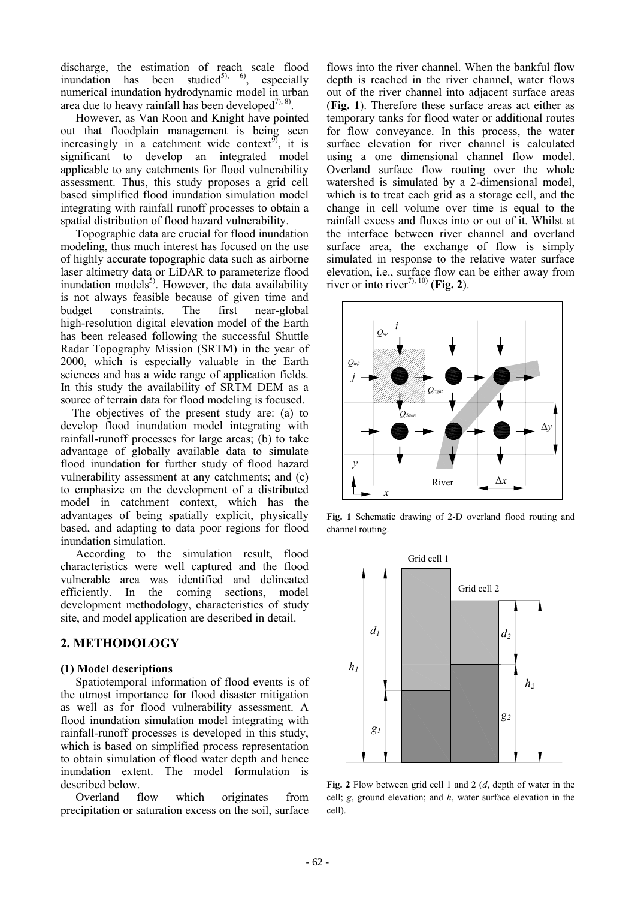discharge, the estimation of reach scale flood inundation has been studied[5), 6)], especially numerical inundation hydrodynamic model in urban area due to heavy rainfall has been developed[7), 8)].

However, as Van Roon and Knight have pointed out that floodplain management is being seen increasingly in a catchment wide context[9)], it is significant to develop an integrated model applicable to any catchments for flood vulnerability assessment. Thus, this study proposes a grid cell based simplified flood inundation simulation model integrating with rainfall runoff processes to obtain a spatial distribution of flood hazard vulnerability.

Topographic data are crucial for flood inundation modeling, thus much interest has focused on the use of highly accurate topographic data such as airborne laser altimetry data or LiDAR to parameterize flood inundation models[5)]. However, the data availability is not always feasible because of given time and budget constraints. The first near-global high-resolution digital elevation model of the Earth has been released following the successful Shuttle Radar Topography Mission (SRTM) in the year of 2000, which is especially valuable in the Earth sciences and has a wide range of application fields. In this study the availability of SRTM DEM as a source of terrain data for flood modeling is focused.

The objectives of the present study are: (a) to develop flood inundation model integrating with rainfall-runoff processes for large areas; (b) to take advantage of globally available data to simulate flood inundation for further study of flood hazard vulnerability assessment at any catchments; and (c) to emphasize on the development of a distributed model in catchment context, which has the advantages of being spatially explicit, physically based, and adapting to data poor regions for flood inundation simulation.

According to the simulation result, flood characteristics were well captured and the flood vulnerable area was identified and delineated efficiently. In the coming sections, model development methodology, characteristics of study site, and model application are described in detail.

## 2. METHODOLOGY

### (1) Model descriptions

Spatiotemporal information of flood events is of the utmost importance for flood disaster mitigation as well as for flood vulnerability assessment. A flood inundation simulation model integrating with rainfall-runoff processes is developed in this study, which is based on simplified process representation to obtain simulation of flood water depth and hence inundation extent. The model formulation is described below.

Overland flow which originates from precipitation or saturation excess on the soil, surface flows into the river channel. When the bankful flow depth is reached in the river channel, water flows out of the river channel into adjacent surface areas (**Fig. 1**). Therefore these surface areas act either as temporary tanks for flood water or additional routes for flow conveyance. In this process, the water surface elevation for river channel is calculated using a one dimensional channel flow model. Overland surface flow routing over the whole watershed is simulated by a 2-dimensional model, which is to treat each grid as a storage cell, and the change in cell volume over time is equal to the rainfall excess and fluxes into or out of it. Whilst at the interface between river channel and overland surface area, the exchange of flow is simply simulated in response to the relative water surface elevation, i.e., surface flow can be either away from river or into river[7), 10)] (**Fig. 2**).

$Q_{up}$
$i$
$Q_{left}$
$j$
$Q_{right}$
$Q_{down}$
$\Delta y$
$y$
River
$\Delta x$
$x$

**Fig. 1** Schematic drawing of 2-D overland flood routing and channel routing.

Grid cell 1
Grid cell 2
$d_1$
$d_2$
$h_1$
$h_2$
$g_1$
$g_2$

**Fig. 2** Flow between grid cell 1 and 2 (*d*, depth of water in the cell; *g*, ground elevation; and *h*, water surface elevation in the cell).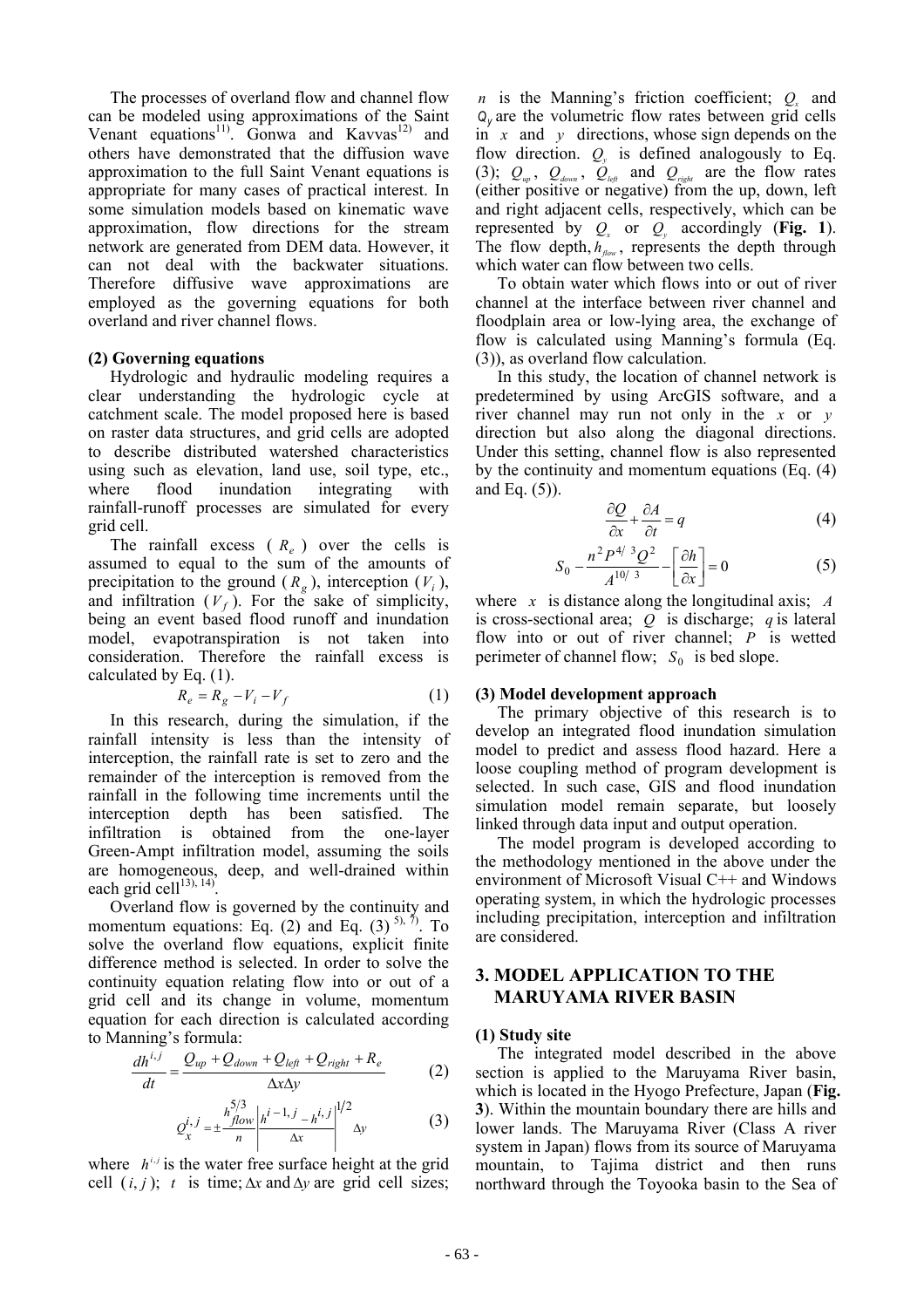The processes of overland flow and channel flow can be modeled using approximations of the Saint Venant equations[11]. Gonwa and Kavvas[12] and others have demonstrated that the diffusion wave approximation to the full Saint Venant equations is appropriate for many cases of practical interest. In some simulation models based on kinematic wave approximation, flow directions for the stream network are generated from DEM data. However, it can not deal with the backwater situations. Therefore diffusive wave approximations are employed as the governing equations for both overland and river channel flows.

**(2) Governing equations**

Hydrologic and hydraulic modeling requires a clear understanding the hydrologic cycle at catchment scale. The model proposed here is based on raster data structures, and grid cells are adopted to describe distributed watershed characteristics using such as elevation, land use, soil type, etc., where flood inundation integrating with rainfall-runoff processes are simulated for every grid cell.

The rainfall excess ( $R_e$ ) over the cells is assumed to equal to the sum of the amounts of precipitation to the ground ( $R_g$ ), interception ( $V_i$ ), and infiltration ( $V_f$ ). For the sake of simplicity, being an event based flood runoff and inundation model, evapotranspiration is not taken into consideration. Therefore the rainfall excess is calculated by Eq. (1).

$$R_e = R_g - V_i - V_f \tag{1}$$

In this research, during the simulation, if the rainfall intensity is less than the intensity of interception, the rainfall rate is set to zero and the remainder of the interception is removed from the rainfall in the following time increments until the interception depth has been satisfied. The infiltration is obtained from the one-layer Green-Ampt infiltration model, assuming the soils are homogeneous, deep, and well-drained within each grid cell[13), 14)].

Overland flow is governed by the continuity and momentum equations: Eq. (2) and Eq. (3) [5), 7)]. To solve the overland flow equations, explicit finite difference method is selected. In order to solve the continuity equation relating flow into or out of a grid cell and its change in volume, momentum equation for each direction is calculated according to Manning's formula:

$$\frac{dh^{i,j}}{dt} = \frac{Q_{up} + Q_{down} + Q_{left} + Q_{right} + R_e}{\Delta x \Delta y} \tag{2}$$

$$Q_x^{i,j} = \pm \frac{h_{flow}^{5/3}}{n} \left| \frac{h^{i-1,j} - h^{i,j}}{\Delta x} \right|^{1/2} \Delta y \tag{3}$$

where $h^{i,j}$ is the water free surface height at the grid cell $(i, j)$; $t$ is time; $\Delta x$ and $\Delta y$ are grid cell sizes; $n$ is the Manning's friction coefficient; $Q_x$ and $Q_y$ are the volumetric flow rates between grid cells in $x$ and $y$ directions, whose sign depends on the flow direction. $Q_y$ is defined analogously to Eq. (3); $Q_{up}$, $Q_{down}$, $Q_{left}$ and $Q_{right}$ are the flow rates (either positive or negative) from the up, down, left and right adjacent cells, respectively, which can be represented by $Q_x$ or $Q_y$ accordingly (**Fig. 1**). The flow depth, $h_{flow}$, represents the depth through which water can flow between two cells.

To obtain water which flows into or out of river channel at the interface between river channel and floodplain area or low-lying area, the exchange of flow is calculated using Manning's formula (Eq. (3)), as overland flow calculation.

In this study, the location of channel network is predetermined by using ArcGIS software, and a river channel may run not only in the $x$ or $y$ direction but also along the diagonal directions. Under this setting, channel flow is also represented by the continuity and momentum equations (Eq. (4) and Eq. (5)).

$$\frac{\partial Q}{\partial x} + \frac{\partial A}{\partial t} = q \tag{4}$$

$$S_0 - \frac{n^2 P^{4/3} Q^2}{A^{10/3}} - \left[ \frac{\partial h}{\partial x} \right] = 0 \tag{5}$$

where $x$ is distance along the longitudinal axis; $A$ is cross-sectional area; $Q$ is discharge; $q$ is lateral flow into or out of river channel; $P$ is wetted perimeter of channel flow; $S_0$ is bed slope.

**(3) Model development approach**

The primary objective of this research is to develop an integrated flood inundation simulation model to predict and assess flood hazard. Here a loose coupling method of program development is selected. In such case, GIS and flood inundation simulation model remain separate, but loosely linked through data input and output operation.

The model program is developed according to the methodology mentioned in the above under the environment of Microsoft Visual C++ and Windows operating system, in which the hydrologic processes including precipitation, interception and infiltration are considered.

## 3. MODEL APPLICATION TO THE MARUYAMA RIVER BASIN

**(1) Study site**

The integrated model described in the above section is applied to the Maruyama River basin, which is located in the Hyogo Prefecture, Japan (**Fig. 3**). Within the mountain boundary there are hills and lower lands. The Maruyama River (Class A river system in Japan) flows from its source of Maruyama mountain, to Tajima district and then runs northward through the Toyooka basin to the Sea of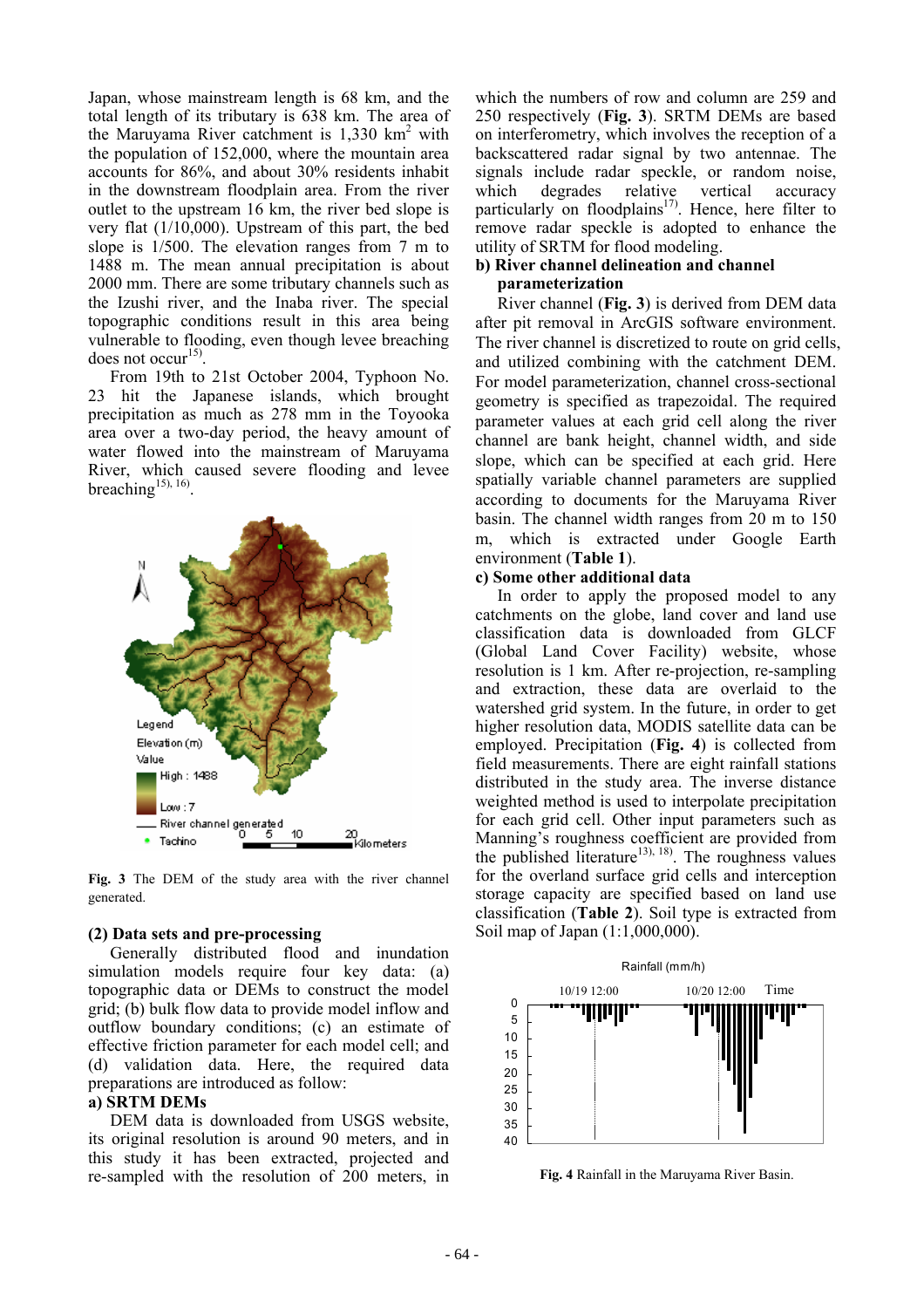Japan, whose mainstream length is 68 km, and the total length of its tributary is 638 km. The area of the Maruyama River catchment is 1,330 km$^2$ with the population of 152,000, where the mountain area accounts for 86%, and about 30% residents inhabit in the downstream floodplain area. From the river outlet to the upstream 16 km, the river bed slope is very flat (1/10,000). Upstream of this part, the bed slope is 1/500. The elevation ranges from 7 m to 1488 m. The mean annual precipitation is about 2000 mm. There are some tributary channels such as the Izushi river, and the Inaba river. The special topographic conditions result in this area being vulnerable to flooding, even though levee breaching does not occur[15].

From 19th to 21st October 2004, Typhoon No. 23 hit the Japanese islands, which brought precipitation as much as 278 mm in the Toyooka area over a two-day period, the heavy amount of water flowed into the mainstream of Maruyama River, which caused severe flooding and levee breaching[15, 16].

**Fig. 3** The DEM of the study area with the river channel generated.

### (2) Data sets and pre-processing

Generally distributed flood and inundation simulation models require four key data: (a) topographic data or DEMs to construct the model grid; (b) bulk flow data to provide model inflow and outflow boundary conditions; (c) an estimate of effective friction parameter for each model cell; and (d) validation data. Here, the required data preparations are introduced as follow:

**a) SRTM DEMs**

DEM data is downloaded from USGS website, its original resolution is around 90 meters, and in this study it has been extracted, projected and re-sampled with the resolution of 200 meters, in which the numbers of row and column are 259 and 250 respectively (**Fig. 3**). SRTM DEMs are based on interferometry, which involves the reception of a backscattered radar signal by two antennae. The signals include radar speckle, or random noise, which degrades relative vertical accuracy particularly on floodplains[17]. Hence, here filter to remove radar speckle is adopted to enhance the utility of SRTM for flood modeling.

**b) River channel delineation and channel parameterization**

River channel (**Fig. 3**) is derived from DEM data after pit removal in ArcGIS software environment. The river channel is discretized to route on grid cells, and utilized combining with the catchment DEM. For model parameterization, channel cross-sectional geometry is specified as trapezoidal. The required parameter values at each grid cell along the river channel are bank height, channel width, and side slope, which can be specified at each grid. Here spatially variable channel parameters are supplied according to documents for the Maruyama River basin. The channel width ranges from 20 m to 150 m, which is extracted under Google Earth environment (**Table 1**).

**c) Some other additional data**

In order to apply the proposed model to any catchments on the globe, land cover and land use classification data is downloaded from GLCF (Global Land Cover Facility) website, whose resolution is 1 km. After re-projection, re-sampling and extraction, these data are overlaid to the watershed grid system. In the future, in order to get higher resolution data, MODIS satellite data can be employed. Precipitation (**Fig. 4**) is collected from field measurements. There are eight rainfall stations distributed in the study area. The inverse distance weighted method is used to interpolate precipitation for each grid cell. Other input parameters such as Manning's roughness coefficient are provided from the published literature[13, 18]. The roughness values for the overland surface grid cells and interception storage capacity are specified based on land use classification (**Table 2**). Soil type is extracted from Soil map of Japan (1:1,000,000).

**Fig. 4** Rainfall in the Maruyama River Basin.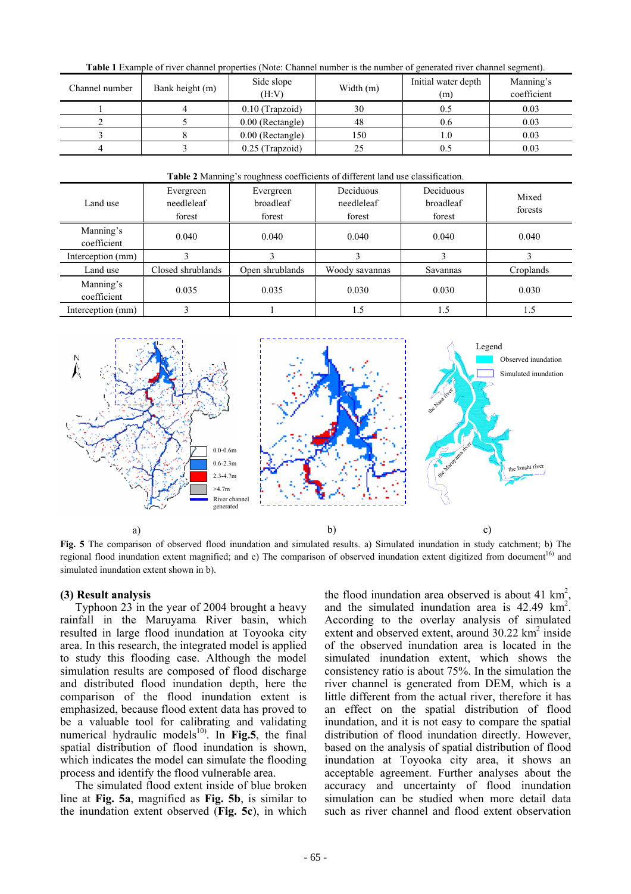**Table 1** Example of river channel properties (Note: Channel number is the number of generated river channel segment).

| Channel number | Bank height (m) | Side slope (H:V) | Width (m) | Initial water depth (m) | Manning's coefficient |
|---|---|---|---|---|---|
| 1 | 4 | 0.10 (Trapzoid) | 30 | 0.5 | 0.03 |
| 2 | 5 | 0.00 (Rectangle) | 48 | 0.6 | 0.03 |
| 3 | 8 | 0.00 (Rectangle) | 150 | 1.0 | 0.03 |
| 4 | 3 | 0.25 (Trapzoid) | 25 | 0.5 | 0.03 |

**Table 2** Manning's roughness coefficients of different land use classification.

| Land use | Evergreen needleleaf forest | Evergreen broadleaf forest | Deciduous needleleaf forest | Deciduous broadleaf forest | Mixed forests |
|---|---|---|---|---|---|
| Manning's coefficient | 0.040 | 0.040 | 0.040 | 0.040 | 0.040 |
| Interception (mm) | 3 | 3 | 3 | 3 | 3 |
| Land use | Closed shrublands | Open shrublands | Woody savannas | Savannas | Croplands |
| Manning's coefficient | 0.035 | 0.035 | 0.030 | 0.030 | 0.030 |
| Interception (mm) | 3 | 1 | 1.5 | 1.5 | 1.5 |

**Fig. 5** The comparison of observed flood inundation and simulated results. a) Simulated inundation in study catchment; b) The regional flood inundation extent magnified; and c) The comparison of observed inundation extent digitized from document[16] and simulated inundation extent shown in b).

### (3) Result analysis

Typhoon 23 in the year of 2004 brought a heavy rainfall in the Maruyama River basin, which resulted in large flood inundation at Toyooka city area. In this research, the integrated model is applied to study this flooding case. Although the model simulation results are composed of flood discharge and distributed flood inundation depth, here the comparison of the flood inundation extent is emphasized, because flood extent data has proved to be a valuable tool for calibrating and validating numerical hydraulic models[10]. In **Fig.5**, the final spatial distribution of flood inundation is shown, which indicates the model can simulate the flooding process and identify the flood vulnerable area.

The simulated flood extent inside of blue broken line at **Fig. 5a**, magnified as **Fig. 5b**, is similar to the inundation extent observed (**Fig. 5c**), in which the flood inundation area observed is about 41 km$^2$, and the simulated inundation area is 42.49 km$^2$. According to the overlay analysis of simulated extent and observed extent, around 30.22 km$^2$ inside of the observed inundation area is located in the simulated inundation extent, which shows the consistency ratio is about 75%. In the simulation the river channel is generated from DEM, which is a little different from the actual river, therefore it has an effect on the spatial distribution of flood inundation, and it is not easy to compare the spatial distribution of flood inundation directly. However, based on the analysis of spatial distribution of flood inundation at Toyooka city area, it shows an acceptable agreement. Further analyses about the accuracy and uncertainty of flood inundation simulation can be studied when more detail data such as river channel and flood extent observation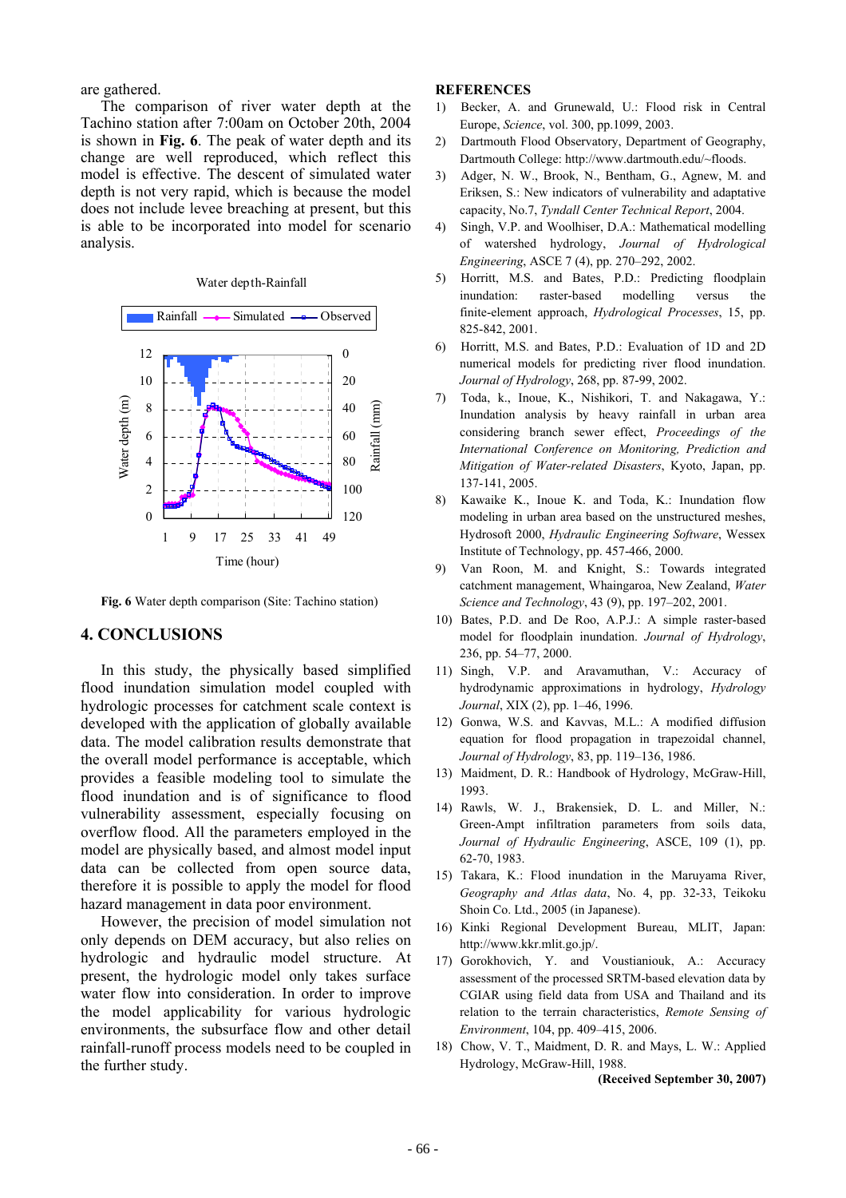are gathered.

The comparison of river water depth at the Tachino station after 7:00am on October 20th, 2004 is shown in **Fig. 6**. The peak of water depth and its change are well reproduced, which reflect this model is effective. The descent of simulated water depth is not very rapid, which is because the model does not include levee breaching at present, but this is able to be incorporated into model for scenario analysis.

Water depth-Rainfall

Rainfall Simulated Observed

Water depth (m)

12
10
8
6
4
2
0

Rainfall (mm)

0
20
40
60
80
100
120

1 9 17 25 33 41 49

Time (hour)

**Fig. 6** Water depth comparison (Site: Tachino station)

## 4. CONCLUSIONS

In this study, the physically based simplified flood inundation simulation model coupled with hydrologic processes for catchment scale context is developed with the application of globally available data. The model calibration results demonstrate that the overall model performance is acceptable, which provides a feasible modeling tool to simulate the flood inundation and is of significance to flood vulnerability assessment, especially focusing on overflow flood. All the parameters employed in the model are physically based, and almost model input data can be collected from open source data, therefore it is possible to apply the model for flood hazard management in data poor environment.

However, the precision of model simulation not only depends on DEM accuracy, but also relies on hydrologic and hydraulic model structure. At present, the hydrologic model only takes surface water flow into consideration. In order to improve the model applicability for various hydrologic environments, the subsurface flow and other detail rainfall-runoff process models need to be coupled in the further study.

## REFERENCES

1) Becker, A. and Grunewald, U.: Flood risk in Central Europe, *Science*, vol. 300, pp.1099, 2003.
2) Dartmouth Flood Observatory, Department of Geography, Dartmouth College: http://www.dartmouth.edu/~floods.
3) Adger, N. W., Brook, N., Bentham, G., Agnew, M. and Eriksen, S.: New indicators of vulnerability and adaptive capacity, No.7, *Tyndall Center Technical Report*, 2004.
4) Singh, V.P. and Woolhiser, D.A.: Mathematical modelling of watershed hydrology, *Journal of Hydrological Engineering*, ASCE 7 (4), pp. 270–292, 2002.
5) Horritt, M.S. and Bates, P.D.: Predicting floodplain inundation: raster-based modelling versus the finite-element approach, *Hydrological Processes*, 15, pp. 825-842, 2001.
6) Horritt, M.S. and Bates, P.D.: Evaluation of 1D and 2D numerical models for predicting river flood inundation. *Journal of Hydrology*, 268, pp. 87-99, 2002.
7) Toda, k., Inoue, K., Nishikori, T. and Nakagawa, Y.: Inundation analysis by heavy rainfall in urban area considering branch sewer effect, *Proceedings of the International Conference on Monitoring, Prediction and Mitigation of Water-related Disasters*, Kyoto, Japan, pp. 137-141, 2005.
8) Kawaike K., Inoue K. and Toda, K.: Inundation flow modeling in urban area based on the unstructured meshes, Hydrosoft 2000, *Hydraulic Engineering Software*, Wessex Institute of Technology, pp. 457-466, 2000.
9) Van Roon, M. and Knight, S.: Towards integrated catchment management, Whaingaroa, New Zealand, *Water Science and Technology*, 43 (9), pp. 197–202, 2001.
10) Bates, P.D. and De Roo, A.P.J.: A simple raster-based model for floodplain inundation. *Journal of Hydrology*, 236, pp. 54–77, 2000.
11) Singh, V.P. and Aravamuthan, V.: Accuracy of hydrodynamic approximations in hydrology, *Hydrology Journal*, XIX (2), pp. 1–46, 1996.
12) Gonwa, W.S. and Kavvas, M.L.: A modified diffusion equation for flood propagation in trapezoidal channel, *Journal of Hydrology*, 83, pp. 119–136, 1986.
13) Maidment, D. R.: Handbook of Hydrology, McGraw-Hill, 1993.
14) Rawls, W. J., Brakensiek, D. L. and Miller, N.: Green-Ampt infiltration parameters from soils data, *Journal of Hydraulic Engineering*, ASCE, 109 (1), pp. 62-70, 1983.
15) Takara, K.: Flood inundation in the Maruyama River, *Geography and Atlas data*, No. 4, pp. 32-33, Teikoku Shoin Co. Ltd., 2005 (in Japanese).
16) Kinki Regional Development Bureau, MLIT, Japan: http://www.kkr.mlit.go.jp/.
17) Gorokhovich, Y. and Voustianiouk, A.: Accuracy assessment of the processed SRTM-based elevation data by CGIAR using field data from USA and Thailand and its relation to the terrain characteristics, *Remote Sensing of Environment*, 104, pp. 409–415, 2006.
18) Chow, V. T., Maidment, D. R. and Mays, L. W.: Applied Hydrology, McGraw-Hill, 1988.

**(Received September 30, 2007)**